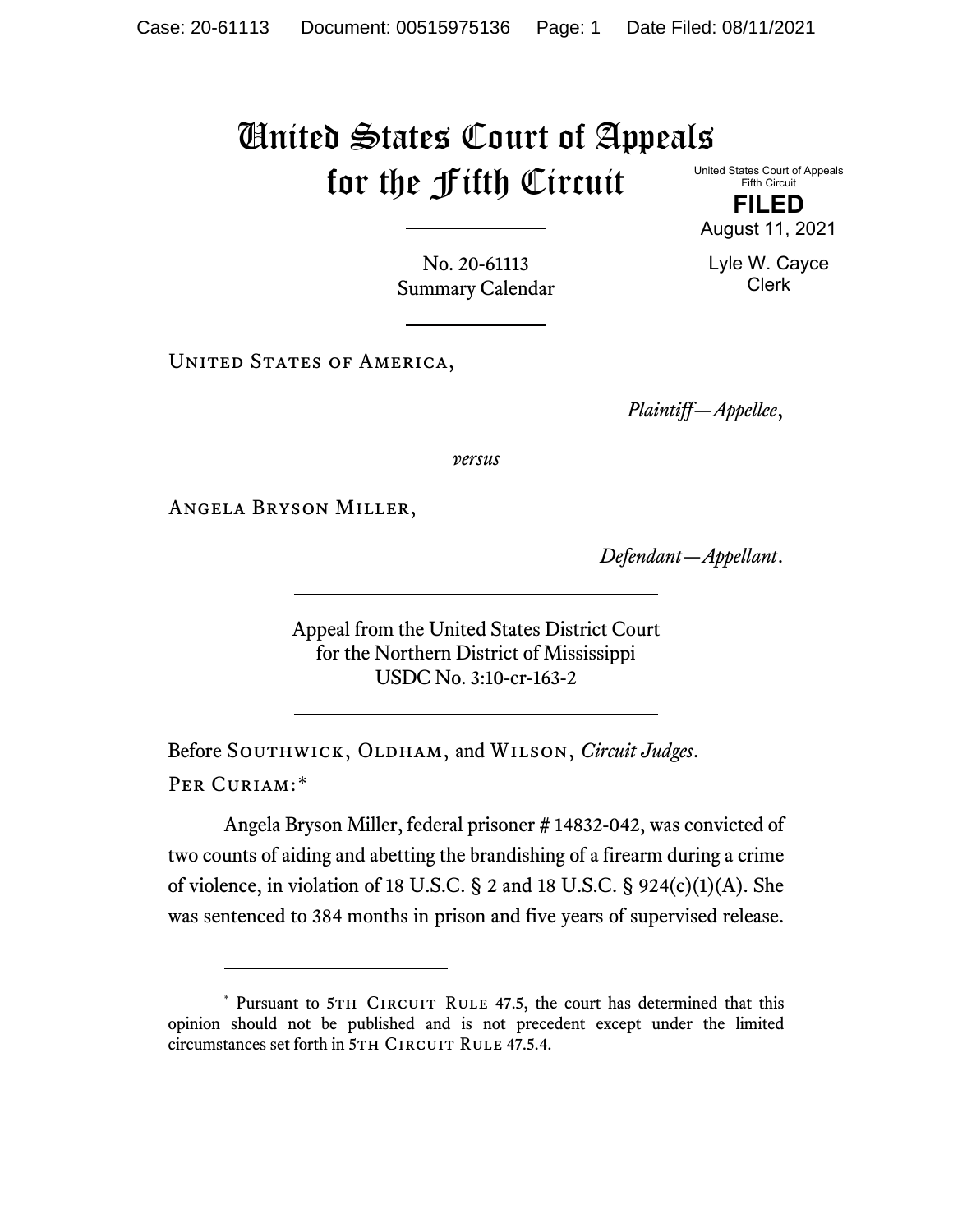# United States Court of Appeals for the Fifth Circuit

United States Court of Appeals
Fifth Circuit

**FILED**

August 11, 2021

Lyle W. Cayce
Clerk

No. 20-61113
Summary Calendar

---

United States of America,

*Plaintiff—Appellee*,

*versus*

Angela Bryson Miller,

*Defendant—Appellant*.

---

Appeal from the United States District Court
for the Northern District of Mississippi
USDC No. 3:10-cr-163-2

---

Before Southwick, Oldham, and Wilson, *Circuit Judges*.

Per Curiam:*

Angela Bryson Miller, federal prisoner # 14832-042, was convicted of two counts of aiding and abetting the brandishing of a firearm during a crime of violence, in violation of 18 U.S.C. § 2 and 18 U.S.C. § 924(c)(1)(A). She was sentenced to 384 months in prison and five years of supervised release.

---

* Pursuant to 5th Circuit Rule 47.5, the court has determined that this opinion should not be published and is not precedent except under the limited circumstances set forth in 5th Circuit Rule 47.5.4.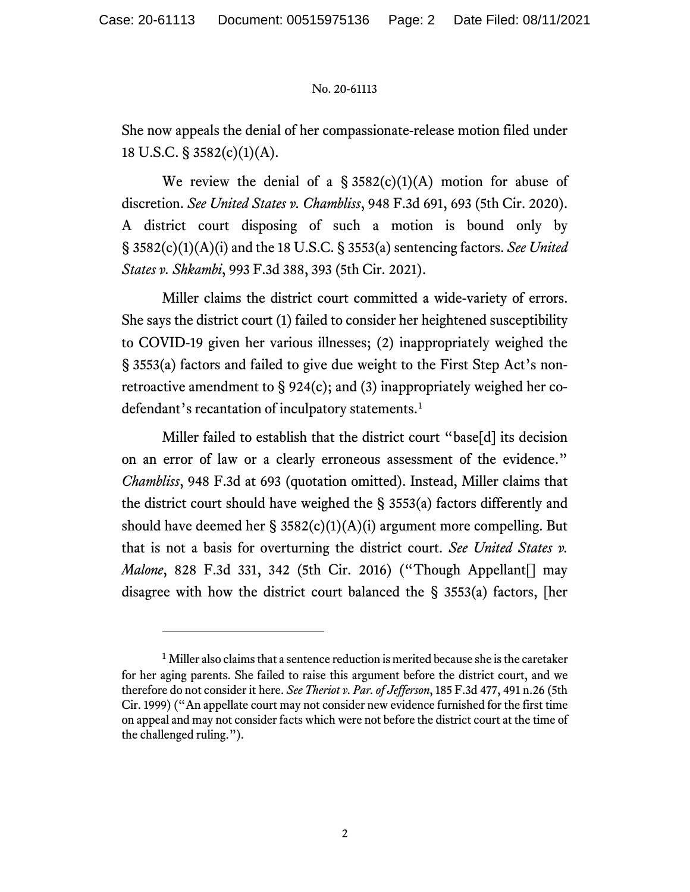She now appeals the denial of her compassionate-release motion filed under 18 U.S.C. § 3582(c)(1)(A).

We review the denial of a § 3582(c)(1)(A) motion for abuse of discretion. *See United States v. Chambliss*, 948 F.3d 691, 693 (5th Cir. 2020). A district court disposing of such a motion is bound only by § 3582(c)(1)(A)(i) and the 18 U.S.C. § 3553(a) sentencing factors. *See United States v. Shkambi*, 993 F.3d 388, 393 (5th Cir. 2021).

Miller claims the district court committed a wide-variety of errors. She says the district court (1) failed to consider her heightened susceptibility to COVID-19 given her various illnesses; (2) inappropriately weighed the § 3553(a) factors and failed to give due weight to the First Step Act's non-retroactive amendment to § 924(c); and (3) inappropriately weighed her co-defendant's recantation of inculpatory statements.[1]

Miller failed to establish that the district court "base[d] its decision on an error of law or a clearly erroneous assessment of the evidence." *Chambliss*, 948 F.3d at 693 (quotation omitted). Instead, Miller claims that the district court should have weighed the § 3553(a) factors differently and should have deemed her § 3582(c)(1)(A)(i) argument more compelling. But that is not a basis for overturning the district court. *See United States v. Malone*, 828 F.3d 331, 342 (5th Cir. 2016) ("Though Appellant[] may disagree with how the district court balanced the § 3553(a) factors, [her

---

[1] Miller also claims that a sentence reduction is merited because she is the caretaker for her aging parents. She failed to raise this argument before the district court, and we therefore do not consider it here. *See Theriot v. Par. of Jefferson*, 185 F.3d 477, 491 n.26 (5th Cir. 1999) ("An appellate court may not consider new evidence furnished for the first time on appeal and may not consider facts which were not before the district court at the time of the challenged ruling.").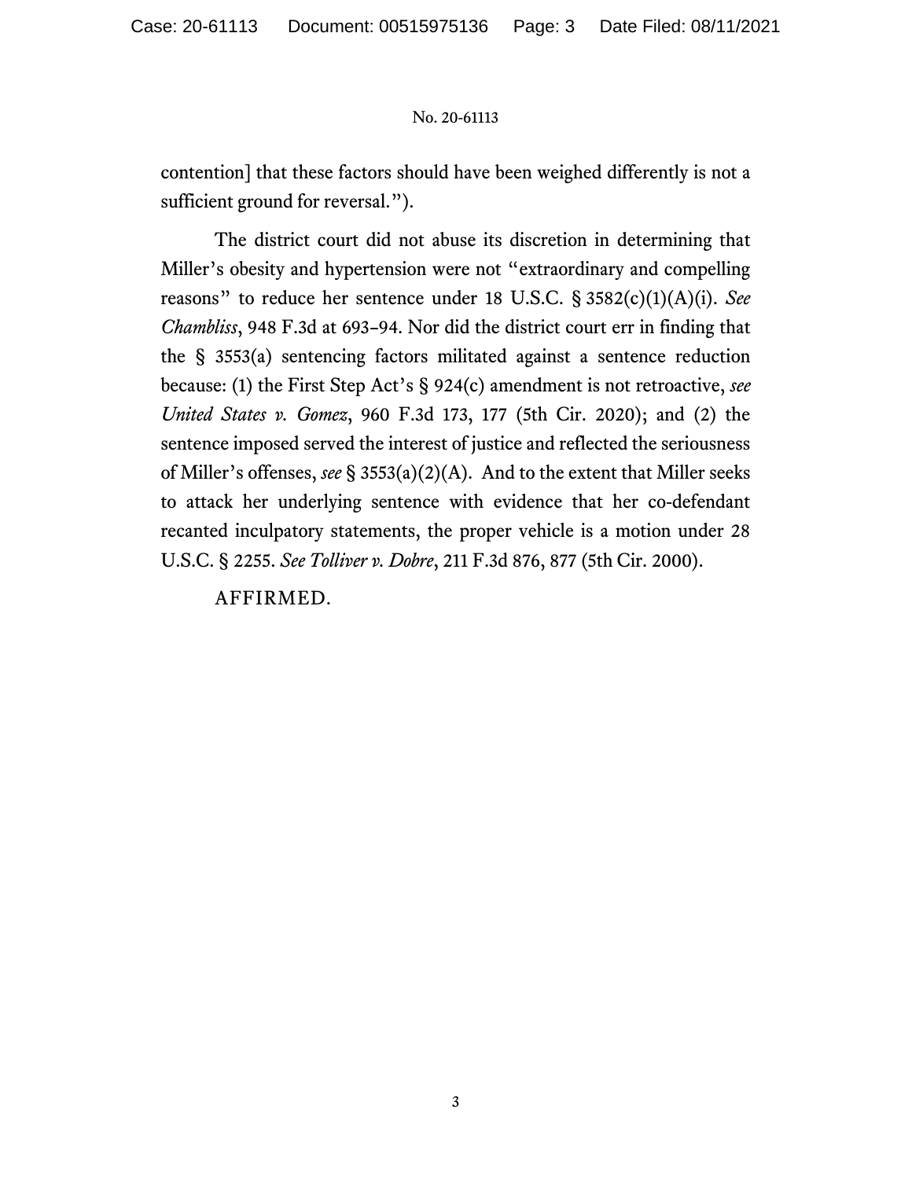contention] that these factors should have been weighed differently is not a sufficient ground for reversal.").

The district court did not abuse its discretion in determining that Miller's obesity and hypertension were not "extraordinary and compelling reasons" to reduce her sentence under 18 U.S.C. § 3582(c)(1)(A)(i). *See Chambliss*, 948 F.3d at 693–94. Nor did the district court err in finding that the § 3553(a) sentencing factors militated against a sentence reduction because: (1) the First Step Act's § 924(c) amendment is not retroactive, *see United States v. Gomez*, 960 F.3d 173, 177 (5th Cir. 2020); and (2) the sentence imposed served the interest of justice and reflected the seriousness of Miller's offenses, *see* § 3553(a)(2)(A). And to the extent that Miller seeks to attack her underlying sentence with evidence that her co-defendant recanted inculpatory statements, the proper vehicle is a motion under 28 U.S.C. § 2255. *See Tolliver v. Dobre*, 211 F.3d 876, 877 (5th Cir. 2000).

AFFIRMED.